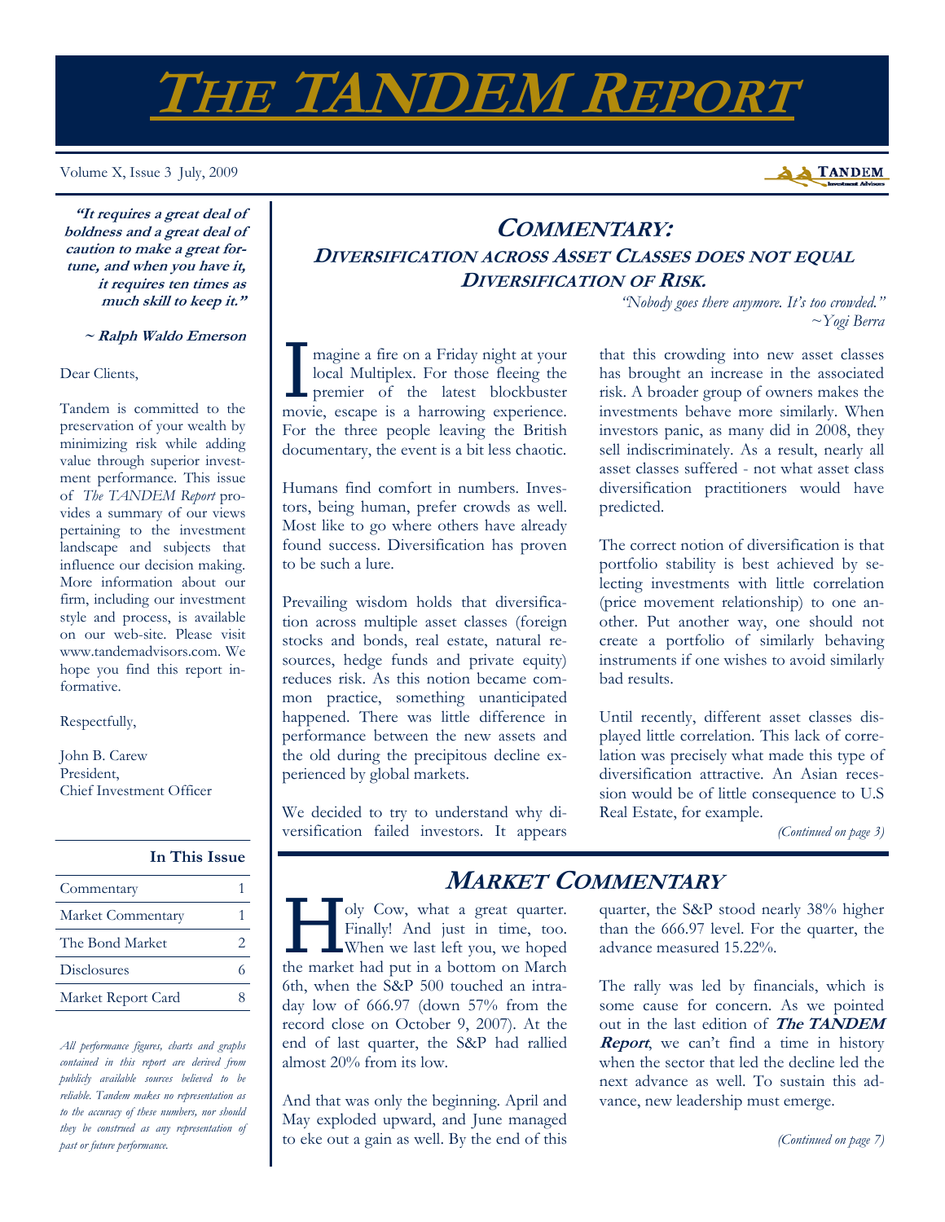# THE TANDEM REPORT

Volume X, Issue 3 July, 2009

**"It requires a great deal of boldness and a great deal of caution to make a great fortune, and when you have it, it requires ten times as much skill to keep it."**

**~ Ralph Waldo Emerson**

Dear Clients,

Tandem is committed to the preservation of your wealth by minimizing risk while adding value through superior investment performance. This issue of *The TANDEM Report* provides a summary of our views pertaining to the investment landscape and subjects that influence our decision making. More information about our firm, including our investment style and process, is available on our web-site. Please visit www.tandemadvisors.com. We hope you find this report informative.

Respectfully,

John B. Carew
President,
Chief Investment Officer

| In This Issue | |
|---|---|
| Commentary | 1 |
| Market Commentary | 1 |
| The Bond Market | 2 |
| Disclosures | 6 |
| Market Report Card | 8 |

*All performance figures, charts and graphs contained in this report are derived from publicly available sources believed to be reliable. Tandem makes no representation as to the accuracy of these numbers, nor should they be construed as any representation of past or future performance.*

## COMMENTARY: DIVERSIFICATION ACROSS ASSET CLASSES DOES NOT EQUAL DIVERSIFICATION OF RISK.

*"Nobody goes there anymore. It's too crowded."*
*~Yogi Berra*

Imagine a fire on a Friday night at your local Multiplex. For those fleeing the premier of the latest blockbuster movie, escape is a harrowing experience. For the three people leaving the British documentary, the event is a bit less chaotic.

Humans find comfort in numbers. Investors, being human, prefer crowds as well. Most like to go where others have already found success. Diversification has proven to be such a lure.

Prevailing wisdom holds that diversification across multiple asset classes (foreign stocks and bonds, real estate, natural resources, hedge funds and private equity) reduces risk. As this notion became common practice, something unanticipated happened. There was little difference in performance between the new assets and the old during the precipitous decline experienced by global markets.

We decided to try to understand why diversification failed investors. It appears that this crowding into new asset classes has brought an increase in the associated risk. A broader group of owners makes the investments behave more similarly. When investors panic, as many did in 2008, they sell indiscriminately. As a result, nearly all asset classes suffered - not what asset class diversification practitioners would have predicted.

The correct notion of diversification is that portfolio stability is best achieved by selecting investments with little correlation (price movement relationship) to one another. Put another way, one should not create a portfolio of similarly behaving instruments if one wishes to avoid similarly bad results.

Until recently, different asset classes displayed little correlation. This lack of correlation was precisely what made this type of diversification attractive. An Asian recession would be of little consequence to U.S Real Estate, for example.

*(Continued on page 3)*

## MARKET COMMENTARY

Holy Cow, what a great quarter. Finally! And just in time, too. When we last left you, we hoped the market had put in a bottom on March 6th, when the S&P 500 touched an intraday low of 666.97 (down 57% from the record close on October 9, 2007). At the end of last quarter, the S&P had rallied almost 20% from its low.

And that was only the beginning. April and May exploded upward, and June managed to eke out a gain as well. By the end of this quarter, the S&P stood nearly 38% higher than the 666.97 level. For the quarter, the advance measured 15.22%.

The rally was led by financials, which is some cause for concern. As we pointed out in the last edition of ***The TANDEM Report***, we can't find a time in history when the sector that led the decline led the next advance as well. To sustain this advance, new leadership must emerge.

*(Continued on page 7)*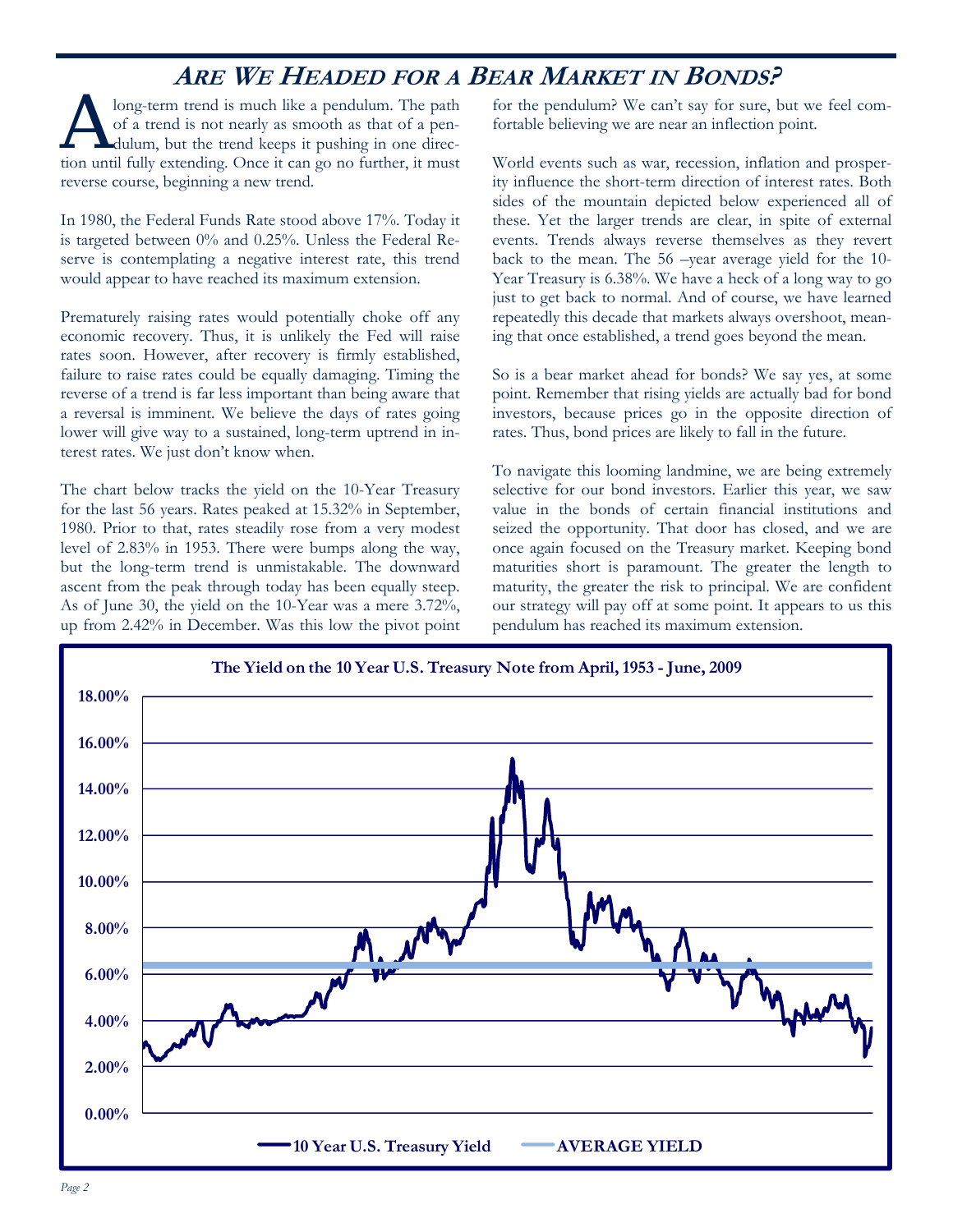## ARE WE HEADED FOR A BEAR MARKET IN BONDS?

A long-term trend is much like a pendulum. The path of a trend is not nearly as smooth as that of a pendulum, but the trend keeps it pushing in one direction until fully extending. Once it can go no further, it must reverse course, beginning a new trend.

In 1980, the Federal Funds Rate stood above 17%. Today it is targeted between 0% and 0.25%. Unless the Federal Reserve is contemplating a negative interest rate, this trend would appear to have reached its maximum extension.

Prematurely raising rates would potentially choke off any economic recovery. Thus, it is unlikely the Fed will raise rates soon. However, after recovery is firmly established, failure to raise rates could be equally damaging. Timing the reverse of a trend is far less important than being aware that a reversal is imminent. We believe the days of rates going lower will give way to a sustained, long-term uptrend in interest rates. We just don't know when.

The chart below tracks the yield on the 10-Year Treasury for the last 56 years. Rates peaked at 15.32% in September, 1980. Prior to that, rates steadily rose from a very modest level of 2.83% in 1953. There were bumps along the way, but the long-term trend is unmistakable. The downward ascent from the peak through today has been equally steep. As of June 30, the yield on the 10-Year was a mere 3.72%, up from 2.42% in December. Was this low the pivot point for the pendulum? We can't say for sure, but we feel comfortable believing we are near an inflection point.

World events such as war, recession, inflation and prosperity influence the short-term direction of interest rates. Both sides of the mountain depicted below experienced all of these. Yet the larger trends are clear, in spite of external events. Trends always reverse themselves as they revert back to the mean. The 56 –year average yield for the 10-Year Treasury is 6.38%. We have a heck of a long way to go just to get back to normal. And of course, we have learned repeatedly this decade that markets always overshoot, meaning that once established, a trend goes beyond the mean.

So is a bear market ahead for bonds? We say yes, at some point. Remember that rising yields are actually bad for bond investors, because prices go in the opposite direction of rates. Thus, bond prices are likely to fall in the future.

To navigate this looming landmine, we are being extremely selective for our bond investors. Earlier this year, we saw value in the bonds of certain financial institutions and seized the opportunity. That door has closed, and we are once again focused on the Treasury market. Keeping bond maturities short is paramount. The greater the length to maturity, the greater the risk to principal. We are confident our strategy will pay off at some point. It appears to us this pendulum has reached its maximum extension.

**The Yield on the 10 Year U.S. Treasury Note from April, 1953 - June, 2009**

Y-axis: 0.00% – 18.00%

Legend: 10 Year U.S. Treasury Yield; AVERAGE YIELD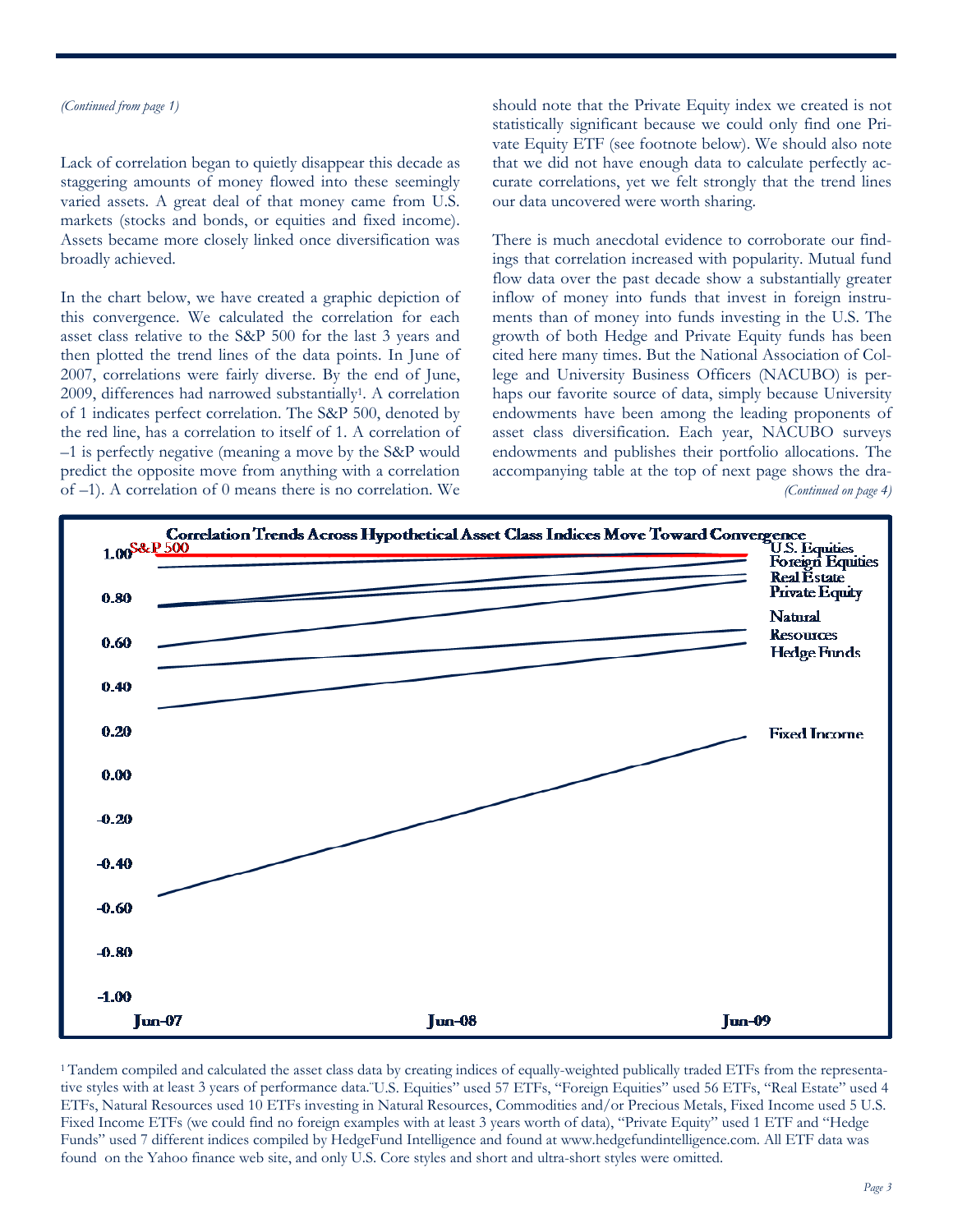*(Continued from page 1)*

Lack of correlation began to quietly disappear this decade as staggering amounts of money flowed into these seemingly varied assets. A great deal of that money came from U.S. markets (stocks and bonds, or equities and fixed income). Assets became more closely linked once diversification was broadly achieved.

In the chart below, we have created a graphic depiction of this convergence. We calculated the correlation for each asset class relative to the S&P 500 for the last 3 years and then plotted the trend lines of the data points. In June of 2007, correlations were fairly diverse. By the end of June, 2009, differences had narrowed substantially[1]. A correlation of 1 indicates perfect correlation. The S&P 500, denoted by the red line, has a correlation to itself of 1. A correlation of –1 is perfectly negative (meaning a move by the S&P would predict the opposite move from anything with a correlation of –1). A correlation of 0 means there is no correlation. We should note that the Private Equity index we created is not statistically significant because we could only find one Private Equity ETF (see footnote below). We should also note that we did not have enough data to calculate perfectly accurate correlations, yet we felt strongly that the trend lines our data uncovered were worth sharing.

There is much anecdotal evidence to corroborate our findings that correlation increased with popularity. Mutual fund flow data over the past decade show a substantially greater inflow of money into funds that invest in foreign instruments than of money into funds investing in the U.S. The growth of both Hedge and Private Equity funds has been cited here many times. But the National Association of College and University Business Officers (NACUBO) is perhaps our favorite source of data, simply because University endowments have been among the leading proponents of asset class diversification. Each year, NACUBO surveys endowments and publishes their portfolio allocations. The accompanying table at the top of next page shows the dra-

*(Continued on page 4)*

**Correlation Trends Across Hypothetical Asset Class Indices Move Toward Convergence**

[1] Tandem compiled and calculated the asset class data by creating indices of equally-weighted publically traded ETFs from the representative styles with at least 3 years of performance data. "U.S. Equities" used 57 ETFs, "Foreign Equities" used 56 ETFs, "Real Estate" used 4 ETFs, Natural Resources used 10 ETFs investing in Natural Resources, Commodities and/or Precious Metals, Fixed Income used 5 U.S. Fixed Income ETFs (we could find no foreign examples with at least 3 years worth of data), "Private Equity" used 1 ETF and "Hedge Funds" used 7 different indices compiled by HedgeFund Intelligence and found at www.hedgefundintelligence.com. All ETF data was found on the Yahoo finance web site, and only U.S. Core styles and short and ultra-short styles were omitted.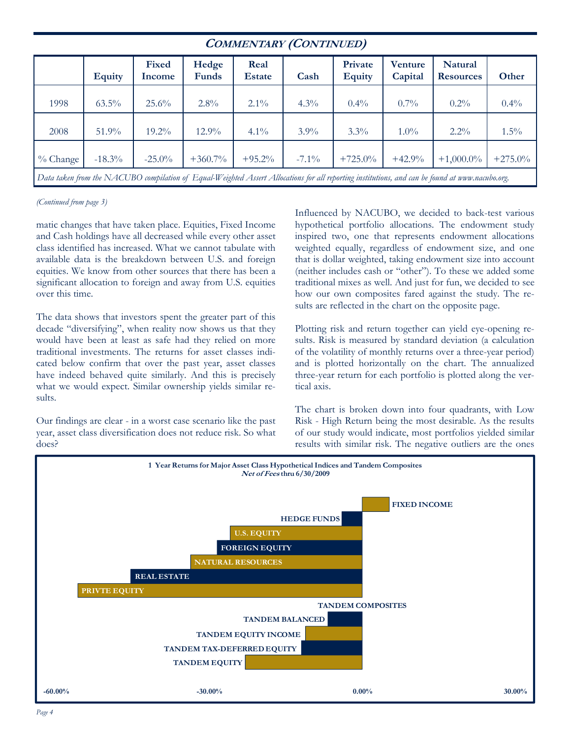## COMMENTARY (CONTINUED)

| | Equity | Fixed Income | Hedge Funds | Real Estate | Cash | Private Equity | Venture Capital | Natural Resources | Other |
|---|---|---|---|---|---|---|---|---|---|
| 1998 | 63.5% | 25.6% | 2.8% | 2.1% | 4.3% | 0.4% | 0.7% | 0.2% | 0.4% |
| 2008 | 51.9% | 19.2% | 12.9% | 4.1% | 3.9% | 3.3% | 1.0% | 2.2% | 1.5% |
| % Change | -18.3% | -25.0% | +360.7% | +95.2% | -7.1% | +725.0% | +42.9% | +1,000.0% | +275.0% |

*Data taken from the NACUBO compilation of Equal-Weighted Assert Allocations for all reporting institutions, and can be found at www.nacubo.org.*

*(Continued from page 3)*

matic changes that have taken place. Equities, Fixed Income and Cash holdings have all decreased while every other asset class identified has increased. What we cannot tabulate with available data is the breakdown between U.S. and foreign equities. We know from other sources that there has been a significant allocation to foreign and away from U.S. equities over this time.

The data shows that investors spent the greater part of this decade "diversifying", when reality now shows us that they would have been at least as safe had they relied on more traditional investments. The returns for asset classes indicated below confirm that over the past year, asset classes have indeed behaved quite similarly. And this is precisely what we would expect. Similar ownership yields similar results.

Our findings are clear - in a worst case scenario like the past year, asset class diversification does not reduce risk. So what does?

Influenced by NACUBO, we decided to back-test various hypothetical portfolio allocations. The endowment study inspired two, one that represents endowment allocations weighted equally, regardless of endowment size, and one that is dollar weighted, taking endowment size into account (neither includes cash or "other"). To these we added some traditional mixes as well. And just for fun, we decided to see how our own composites fared against the study. The results are reflected in the chart on the opposite page.

Plotting risk and return together can yield eye-opening results. Risk is measured by standard deviation (a calculation of the volatility of monthly returns over a three-year period) and is plotted horizontally on the chart. The annualized three-year return for each portfolio is plotted along the vertical axis.

The chart is broken down into four quadrants, with Low Risk - High Return being the most desirable. As the results of our study would indicate, most portfolios yielded similar results with similar risk. The negative outliers are the ones

**1 Year Returns for Major Asset Class Hypothetical Indices and Tandem Composites**
***Net of Fees* thru 6/30/2009**

- FIXED INCOME
- HEDGE FUNDS
- U.S. EQUITY
- FOREIGN EQUITY
- NATURAL RESOURCES
- REAL ESTATE
- PRIVTE EQUITY

TANDEM COMPOSITES

- TANDEM BALANCED
- TANDEM EQUITY INCOME
- TANDEM TAX-DEFERRED EQUITY
- TANDEM EQUITY

-60.00% | -30.00% | 0.00% | 30.00%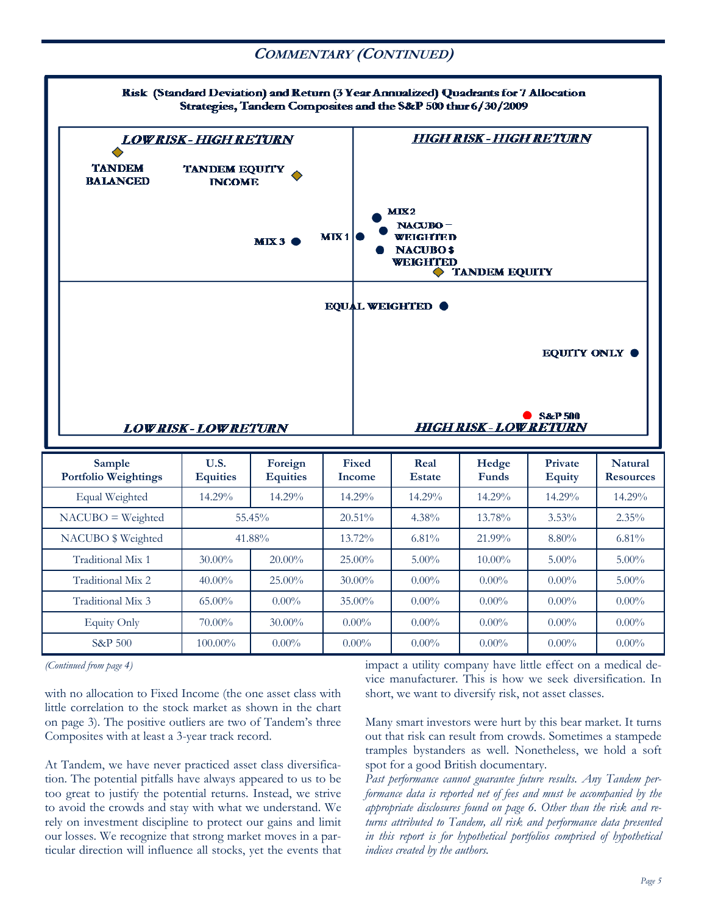## COMMENTARY (CONTINUED)

**Risk (Standard Deviation) and Return (3 Year Annualized) Quadrants for 7 Allocation Strategies, Tandem Composites and the S&P 500 thur 6/30/2009**

LOW RISK - HIGH RETURN: TANDEM BALANCED, TANDEM EQUITY INCOME, MIX 3

HIGH RISK - HIGH RETURN: MIX 1, MIX 2, NACUBO – WEIGHTED, NACUBO $ WEIGHTED, TANDEM EQUITY

HIGH RISK - LOW RETURN: EQUAL WEIGHTED, EQUITY ONLY, S&P 500

LOW RISK - LOW RETURN

| Sample Portfolio Weightings | U.S. Equities | Foreign Equities | Fixed Income | Real Estate | Hedge Funds | Private Equity | Natural Resources |
|---|---|---|---|---|---|---|---|
| Equal Weighted | 14.29% | 14.29% | 14.29% | 14.29% | 14.29% | 14.29% | 14.29% |
| NACUBO = Weighted | 55.45% | | 20.51% | 4.38% | 13.78% | 3.53% | 2.35% |
| NACUBO $ Weighted | 41.88% | | 13.72% | 6.81% | 21.99% | 8.80% | 6.81% |
| Traditional Mix 1 | 30.00% | 20.00% | 25.00% | 5.00% | 10.00% | 5.00% | 5.00% |
| Traditional Mix 2 | 40.00% | 25.00% | 30.00% | 0.00% | 0.00% | 0.00% | 5.00% |
| Traditional Mix 3 | 65.00% | 0.00% | 35.00% | 0.00% | 0.00% | 0.00% | 0.00% |
| Equity Only | 70.00% | 30.00% | 0.00% | 0.00% | 0.00% | 0.00% | 0.00% |
| S&P 500 | 100.00% | 0.00% | 0.00% | 0.00% | 0.00% | 0.00% | 0.00% |

*(Continued from page 4)*

with no allocation to Fixed Income (the one asset class with little correlation to the stock market as shown in the chart on page 3). The positive outliers are two of Tandem's three Composites with at least a 3-year track record.

At Tandem, we have never practiced asset class diversification. The potential pitfalls have always appeared to us to be too great to justify the potential returns. Instead, we strive to avoid the crowds and stay with what we understand. We rely on investment discipline to protect our gains and limit our losses. We recognize that strong market moves in a particular direction will influence all stocks, yet the events that impact a utility company have little effect on a medical device manufacturer. This is how we seek diversification. In short, we want to diversify risk, not asset classes.

Many smart investors were hurt by this bear market. It turns out that risk can result from crowds. Sometimes a stampede tramples bystanders as well. Nonetheless, we hold a soft spot for a good British documentary.

*Past performance cannot guarantee future results. Any Tandem performance data is reported net of fees and must be accompanied by the appropriate disclosures found on page 6. Other than the risk and returns attributed to Tandem, all risk and performance data presented in this report is for hypothetical portfolios comprised of hypothetical indices created by the authors.*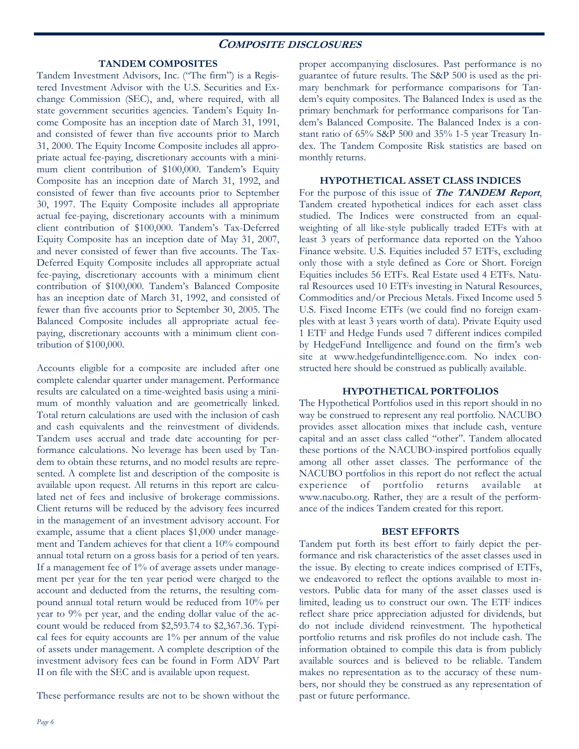## *Composite Disclosures*

### TANDEM COMPOSITES

Tandem Investment Advisors, Inc. ("The firm") is a Registered Investment Advisor with the U.S. Securities and Exchange Commission (SEC), and, where required, with all state government securities agencies. Tandem's Equity Income Composite has an inception date of March 31, 1991, and consisted of fewer than five accounts prior to March 31, 2000. The Equity Income Composite includes all appropriate actual fee-paying, discretionary accounts with a minimum client contribution of $100,000. Tandem's Equity Composite has an inception date of March 31, 1992, and consisted of fewer than five accounts prior to September 30, 1997. The Equity Composite includes all appropriate actual fee-paying, discretionary accounts with a minimum client contribution of $100,000. Tandem's Tax-Deferred Equity Composite has an inception date of May 31, 2007, and never consisted of fewer than five accounts. The Tax-Deferred Equity Composite includes all appropriate actual fee-paying, discretionary accounts with a minimum client contribution of $100,000. Tandem's Balanced Composite has an inception date of March 31, 1992, and consisted of fewer than five accounts prior to September 30, 2005. The Balanced Composite includes all appropriate actual fee-paying, discretionary accounts with a minimum client contribution of $100,000.

Accounts eligible for a composite are included after one complete calendar quarter under management. Performance results are calculated on a time-weighted basis using a minimum of monthly valuation and are geometrically linked. Total return calculations are used with the inclusion of cash and cash equivalents and the reinvestment of dividends. Tandem uses accrual and trade date accounting for performance calculations. No leverage has been used by Tandem to obtain these returns, and no model results are represented. A complete list and description of the composite is available upon request. All returns in this report are calculated net of fees and inclusive of brokerage commissions. Client returns will be reduced by the advisory fees incurred in the management of an investment advisory account. For example, assume that a client places $1,000 under management and Tandem achieves for that client a 10% compound annual total return on a gross basis for a period of ten years. If a management fee of 1% of average assets under management per year for the ten year period were charged to the account and deducted from the returns, the resulting compound annual total return would be reduced from 10% per year to 9% per year, and the ending dollar value of the account would be reduced from $2,593.74 to $2,367.36. Typical fees for equity accounts are 1% per annum of the value of assets under management. A complete description of the investment advisory fees can be found in Form ADV Part II on file with the SEC and is available upon request.

These performance results are not to be shown without the proper accompanying disclosures. Past performance is no guarantee of future results. The S&P 500 is used as the primary benchmark for performance comparisons for Tandem's equity composites. The Balanced Index is used as the primary benchmark for performance comparisons for Tandem's Balanced Composite. The Balanced Index is a constant ratio of 65% S&P 500 and 35% 1-5 year Treasury Index. The Tandem Composite Risk statistics are based on monthly returns.

### HYPOTHETICAL ASSET CLASS INDICES

For the purpose of this issue of ***The TANDEM Report***, Tandem created hypothetical indices for each asset class studied. The Indices were constructed from an equal-weighting of all like-style publically traded ETFs with at least 3 years of performance data reported on the Yahoo Finance website. U.S. Equities included 57 ETFs, excluding only those with a style defined as Core or Short. Foreign Equities includes 56 ETFs. Real Estate used 4 ETFs. Natural Resources used 10 ETFs investing in Natural Resources, Commodities and/or Precious Metals. Fixed Income used 5 U.S. Fixed Income ETFs (we could find no foreign examples with at least 3 years worth of data). Private Equity used 1 ETF and Hedge Funds used 7 different indices compiled by HedgeFund Intelligence and found on the firm's web site at www.hedgefundintelligence.com. No index constructed here should be construed as publically available.

### HYPOTHETICAL PORTFOLIOS

The Hypothetical Portfolios used in this report should in no way be construed to represent any real portfolio. NACUBO provides asset allocation mixes that include cash, venture capital and an asset class called "other". Tandem allocated these portions of the NACUBO-inspired portfolios equally among all other asset classes. The performance of the NACUBO portfolios in this report do not reflect the actual experience of portfolio returns available at www.nacubo.org. Rather, they are a result of the performance of the indices Tandem created for this report.

### BEST EFFORTS

Tandem put forth its best effort to fairly depict the performance and risk characteristics of the asset classes used in the issue. By electing to create indices comprised of ETFs, we endeavored to reflect the options available to most investors. Public data for many of the asset classes used is limited, leading us to construct our own. The ETF indices reflect share price appreciation adjusted for dividends, but do not include dividend reinvestment. The hypothetical portfolio returns and risk profiles do not include cash. The information obtained to compile this data is from publicly available sources and is believed to be reliable. Tandem makes no representation as to the accuracy of these numbers, nor should they be construed as any representation of past or future performance.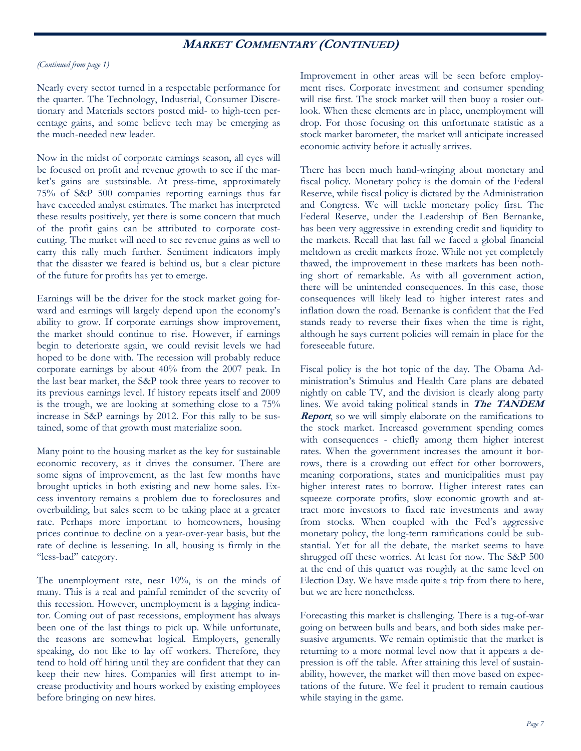## Market Commentary (Continued)

*(Continued from page 1)*

Nearly every sector turned in a respectable performance for the quarter. The Technology, Industrial, Consumer Discretionary and Materials sectors posted mid- to high-teen percentage gains, and some believe tech may be emerging as the much-needed new leader.

Now in the midst of corporate earnings season, all eyes will be focused on profit and revenue growth to see if the market's gains are sustainable. At press-time, approximately 75% of S&P 500 companies reporting earnings thus far have exceeded analyst estimates. The market has interpreted these results positively, yet there is some concern that much of the profit gains can be attributed to corporate cost-cutting. The market will need to see revenue gains as well to carry this rally much further. Sentiment indicators imply that the disaster we feared is behind us, but a clear picture of the future for profits has yet to emerge.

Earnings will be the driver for the stock market going forward and earnings will largely depend upon the economy's ability to grow. If corporate earnings show improvement, the market should continue to rise. However, if earnings begin to deteriorate again, we could revisit levels we had hoped to be done with. The recession will probably reduce corporate earnings by about 40% from the 2007 peak. In the last bear market, the S&P took three years to recover to its previous earnings level. If history repeats itself and 2009 is the trough, we are looking at something close to a 75% increase in S&P earnings by 2012. For this rally to be sustained, some of that growth must materialize soon.

Many point to the housing market as the key for sustainable economic recovery, as it drives the consumer. There are some signs of improvement, as the last few months have brought upticks in both existing and new home sales. Excess inventory remains a problem due to foreclosures and overbuilding, but sales seem to be taking place at a greater rate. Perhaps more important to homeowners, housing prices continue to decline on a year-over-year basis, but the rate of decline is lessening. In all, housing is firmly in the "less-bad" category.

The unemployment rate, near 10%, is on the minds of many. This is a real and painful reminder of the severity of this recession. However, unemployment is a lagging indicator. Coming out of past recessions, employment has always been one of the last things to pick up. While unfortunate, the reasons are somewhat logical. Employers, generally speaking, do not like to lay off workers. Therefore, they tend to hold off hiring until they are confident that they can keep their new hires. Companies will first attempt to increase productivity and hours worked by existing employees before bringing on new hires.

Improvement in other areas will be seen before employment rises. Corporate investment and consumer spending will rise first. The stock market will then buoy a rosier outlook. When these elements are in place, unemployment will drop. For those focusing on this unfortunate statistic as a stock market barometer, the market will anticipate increased economic activity before it actually arrives.

There has been much hand-wringing about monetary and fiscal policy. Monetary policy is the domain of the Federal Reserve, while fiscal policy is dictated by the Administration and Congress. We will tackle monetary policy first. The Federal Reserve, under the Leadership of Ben Bernanke, has been very aggressive in extending credit and liquidity to the markets. Recall that last fall we faced a global financial meltdown as credit markets froze. While not yet completely thawed, the improvement in these markets has been nothing short of remarkable. As with all government action, there will be unintended consequences. In this case, those consequences will likely lead to higher interest rates and inflation down the road. Bernanke is confident that the Fed stands ready to reverse their fixes when the time is right, although he says current policies will remain in place for the foreseeable future.

Fiscal policy is the hot topic of the day. The Obama Administration's Stimulus and Health Care plans are debated nightly on cable TV, and the division is clearly along party lines. We avoid taking political stands in ***The TANDEM Report***, so we will simply elaborate on the ramifications to the stock market. Increased government spending comes with consequences - chiefly among them higher interest rates. When the government increases the amount it borrows, there is a crowding out effect for other borrowers, meaning corporations, states and municipalities must pay higher interest rates to borrow. Higher interest rates can squeeze corporate profits, slow economic growth and attract more investors to fixed rate investments and away from stocks. When coupled with the Fed's aggressive monetary policy, the long-term ramifications could be substantial. Yet for all the debate, the market seems to have shrugged off these worries. At least for now. The S&P 500 at the end of this quarter was roughly at the same level on Election Day. We have made quite a trip from there to here, but we are here nonetheless.

Forecasting this market is challenging. There is a tug-of-war going on between bulls and bears, and both sides make persuasive arguments. We remain optimistic that the market is returning to a more normal level now that it appears a depression is off the table. After attaining this level of sustainability, however, the market will then move based on expectations of the future. We feel it prudent to remain cautious while staying in the game.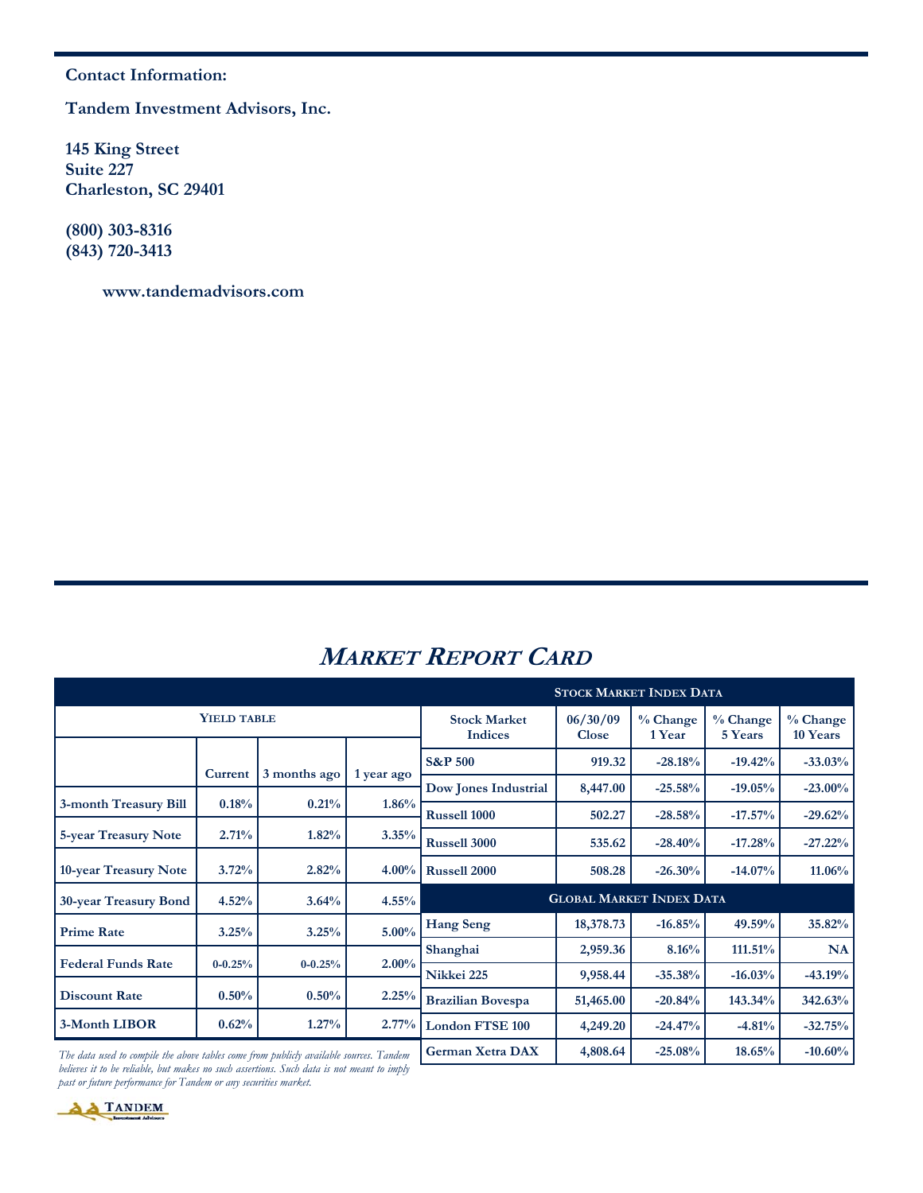**Contact Information:**

**Tandem Investment Advisors, Inc.**

**145 King Street**
**Suite 227**
**Charleston, SC 29401**

**(800) 303-8316**
**(843) 720-3413**

**www.tandemadvisors.com**

# *Market Report Card*

**Yield Table**

| | Current | 3 months ago | 1 year ago |
|---|---|---|---|
| **3-month Treasury Bill** | 0.18% | 0.21% | 1.86% |
| **5-year Treasury Note** | 2.71% | 1.82% | 3.35% |
| **10-year Treasury Note** | 3.72% | 2.82% | 4.00% |
| **30-year Treasury Bond** | 4.52% | 3.64% | 4.55% |
| **Prime Rate** | 3.25% | 3.25% | 5.00% |
| **Federal Funds Rate** | 0-0.25% | 0-0.25% | 2.00% |
| **Discount Rate** | 0.50% | 0.50% | 2.25% |
| **3-Month LIBOR** | 0.62% | 1.27% | 2.77% |

*The data used to compile the above tables come from publicly available sources. Tandem believes it to be reliable, but makes no such assertions. Such data is not meant to imply past or future performance for Tandem or any securities market.*

**Stock Market Index Data**

| Stock Market Indices | 06/30/09 Close | % Change 1 Year | % Change 5 Years | % Change 10 Years |
|---|---|---|---|---|
| **S&P 500** | 919.32 | -28.18% | -19.42% | -33.03% |
| **Dow Jones Industrial** | 8,447.00 | -25.58% | -19.05% | -23.00% |
| **Russell 1000** | 502.27 | -28.58% | -17.57% | -29.62% |
| **Russell 3000** | 535.62 | -28.40% | -17.28% | -27.22% |
| **Russell 2000** | 508.28 | -26.30% | -14.07% | 11.06% |
| **Global Market Index Data** | | | | |
| **Hang Seng** | 18,378.73 | -16.85% | 49.59% | 35.82% |
| **Shanghai** | 2,959.36 | 8.16% | 111.51% | NA |
| **Nikkei 225** | 9,958.44 | -35.38% | -16.03% | -43.19% |
| **Brazilian Bovespa** | 51,465.00 | -20.84% | 143.34% | 342.63% |
| **London FTSE 100** | 4,249.20 | -24.47% | -4.81% | -32.75% |
| **German Xetra DAX** | 4,808.64 | -25.08% | 18.65% | -10.60% |

Tandem Investment Advisors